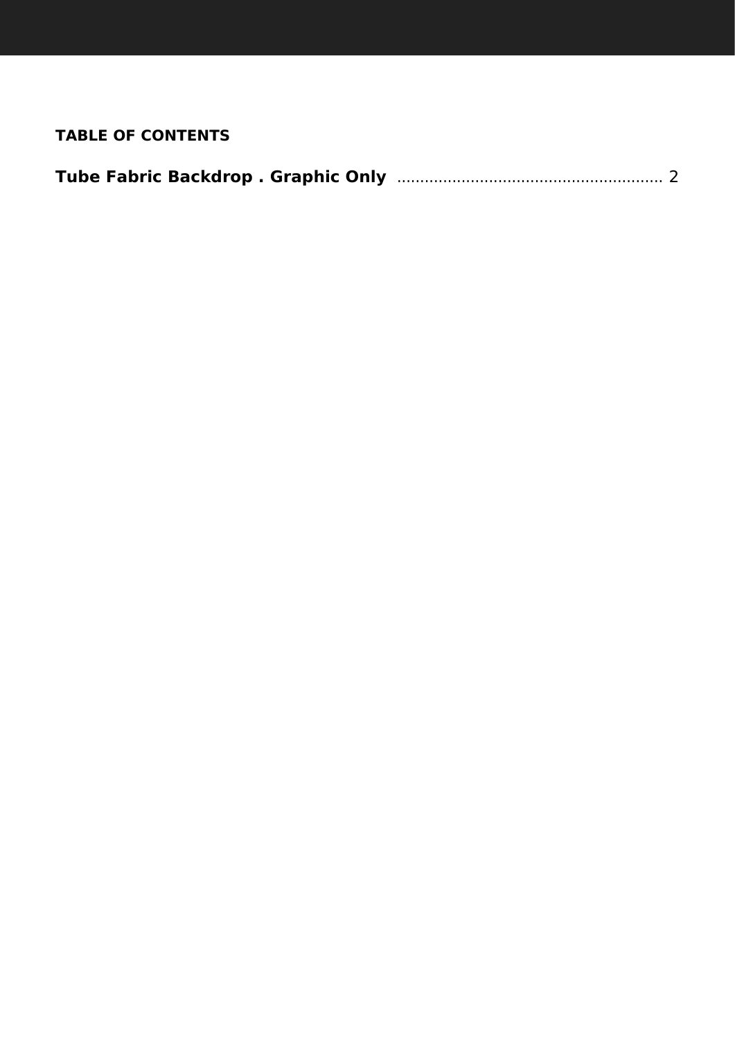**TABLE OF CONTENTS**

**Tube Fabric Backdrop . Graphic Only** ........................................................ 2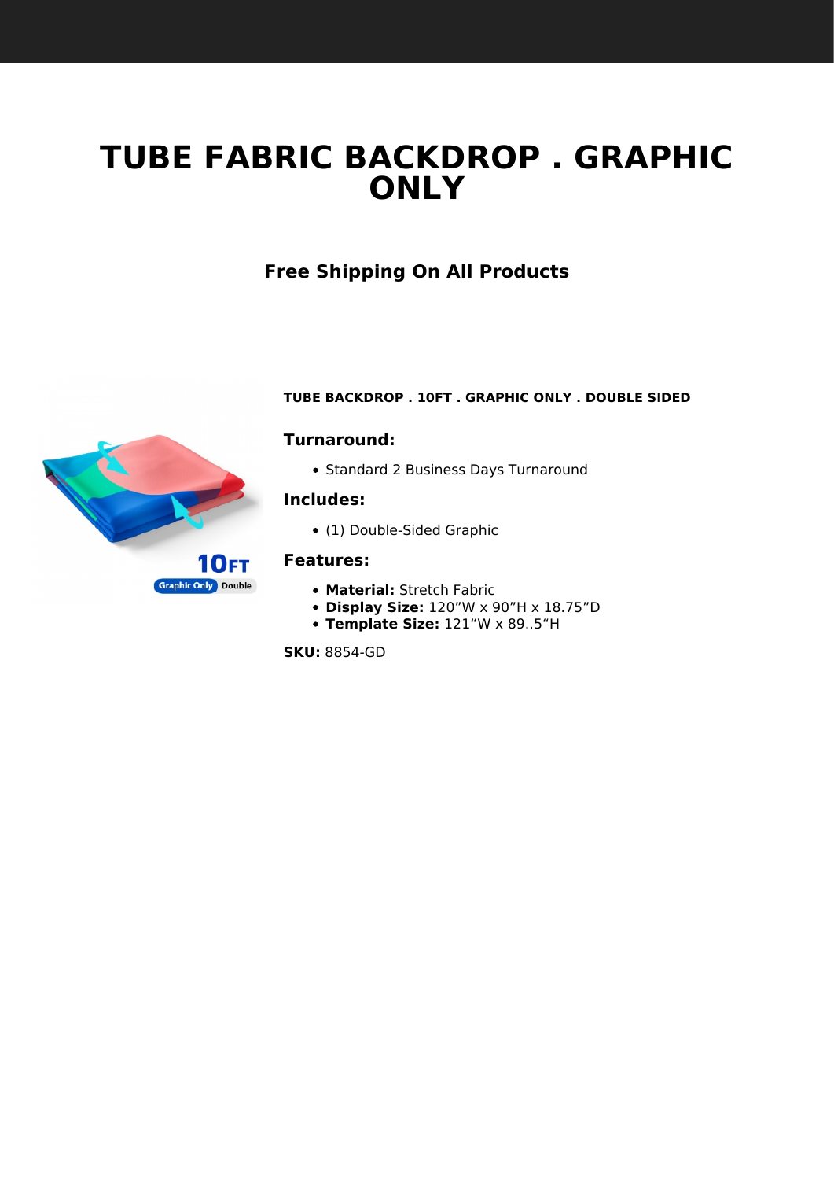# TUBE FABRIC BACKDROP . GRAPHIC ONLY

### Free Shipping On All Products

**TUBE BACKDROP . 10FT . GRAPHIC ONLY . DOUBLE SIDED**

### Turnaround:

- Standard 2 Business Days Turnaround

### Includes:

- (1) Double-Sided Graphic

### Features:

- **Material:** Stretch Fabric
- **Display Size:** 120”W x 90”H x 18.75”D
- **Template Size:** 121“W x 89..5“H

**SKU:** 8854-GD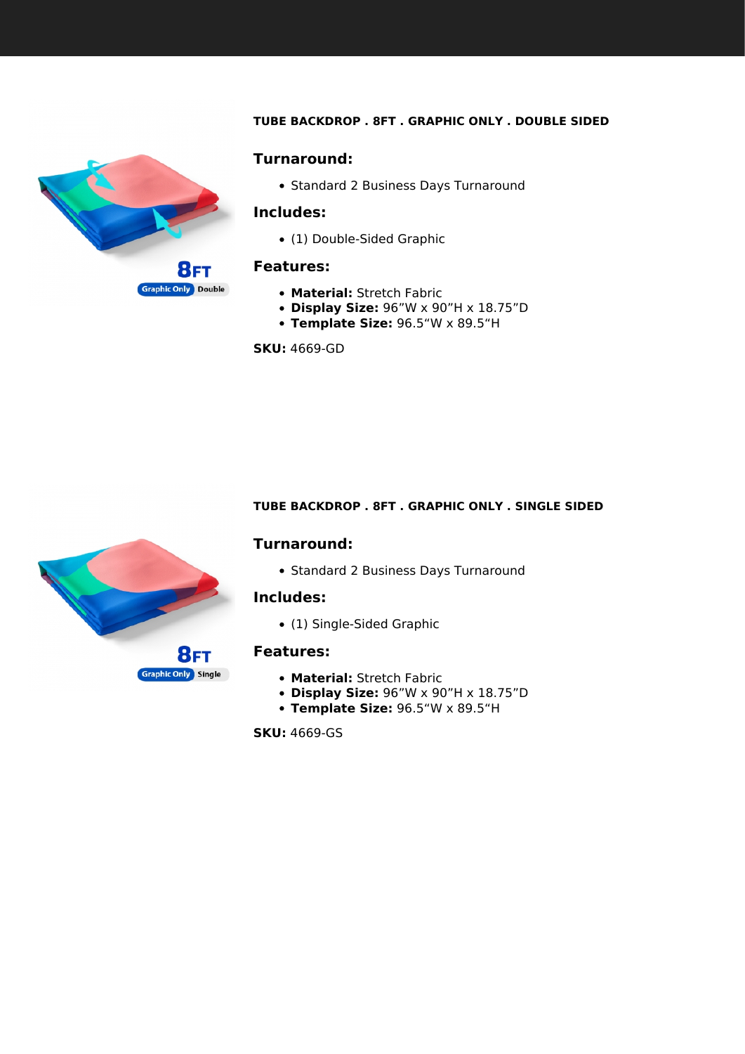### TUBE BACKDROP . 8FT . GRAPHIC ONLY . DOUBLE SIDED

#### Turnaround:

- Standard 2 Business Days Turnaround

#### Includes:

- (1) Double-Sided Graphic

#### Features:

- **Material:** Stretch Fabric
- **Display Size:** 96”W x 90”H x 18.75”D
- **Template Size:** 96.5“W x 89.5“H

**SKU:** 4669-GD

### TUBE BACKDROP . 8FT . GRAPHIC ONLY . SINGLE SIDED

#### Turnaround:

- Standard 2 Business Days Turnaround

#### Includes:

- (1) Single-Sided Graphic

#### Features:

- **Material:** Stretch Fabric
- **Display Size:** 96”W x 90”H x 18.75”D
- **Template Size:** 96.5“W x 89.5“H

**SKU:** 4669-GS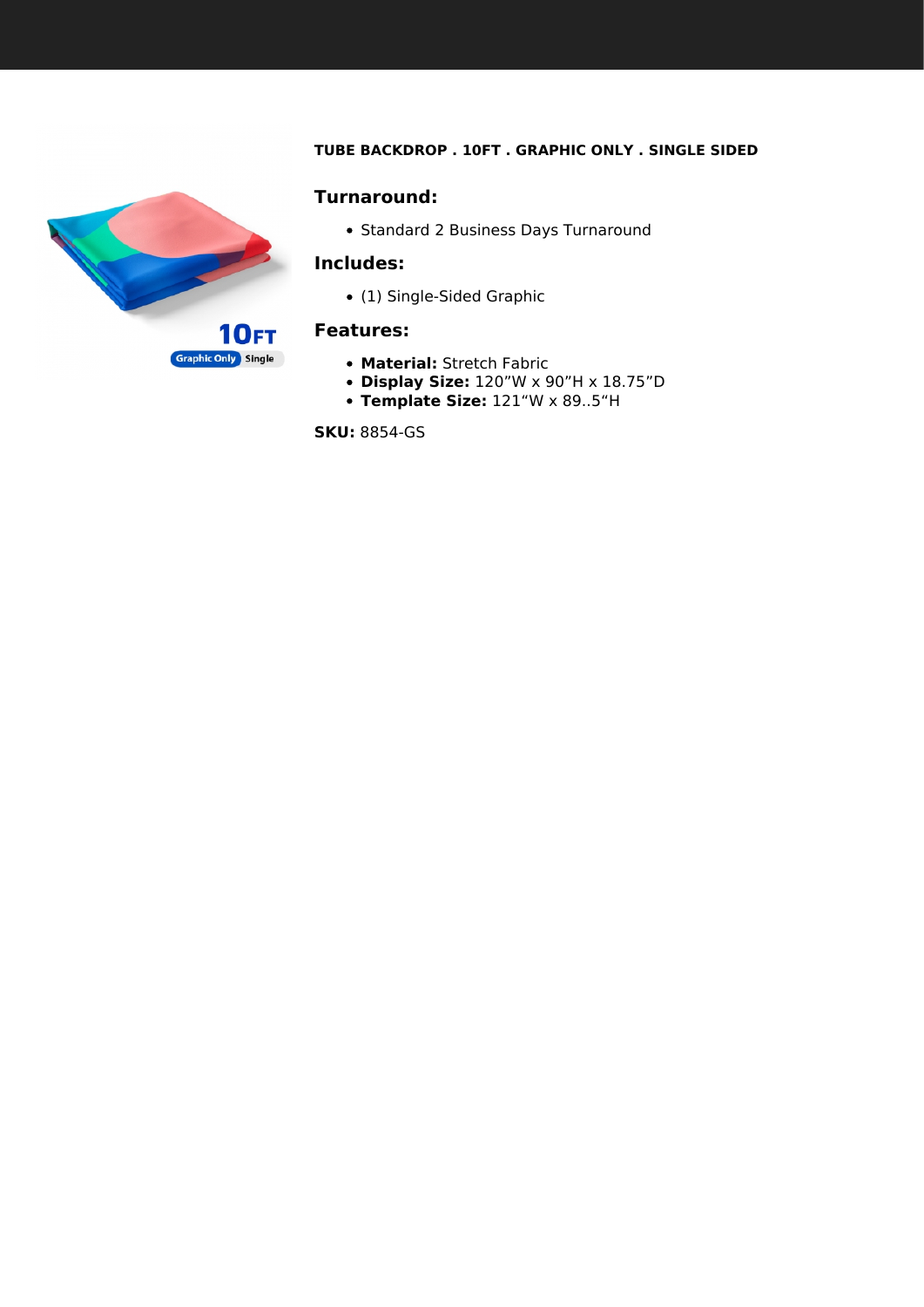**TUBE BACKDROP . 10FT . GRAPHIC ONLY . SINGLE SIDED**

### Turnaround:

- Standard 2 Business Days Turnaround

### Includes:

- (1) Single-Sided Graphic

### Features:

- **Material:** Stretch Fabric
- **Display Size:** 120”W x 90”H x 18.75”D
- **Template Size:** 121“W x 89..5“H

**SKU:** 8854-GS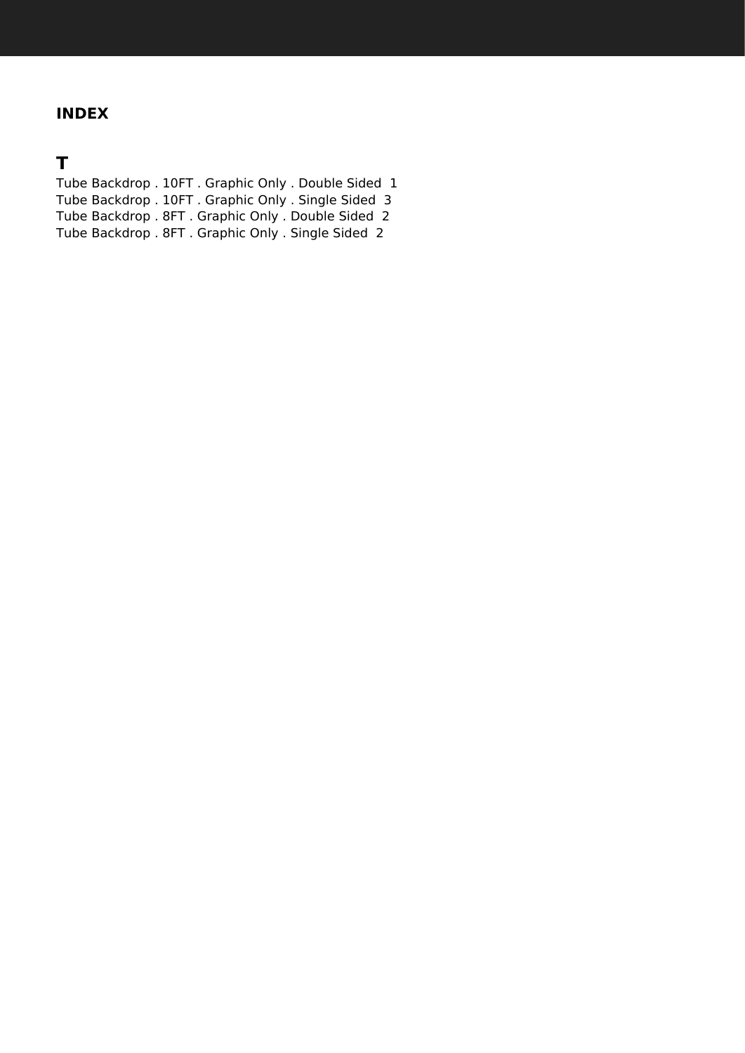# INDEX

## T

Tube Backdrop . 10FT . Graphic Only . Double Sided 1
Tube Backdrop . 10FT . Graphic Only . Single Sided 3
Tube Backdrop . 8FT . Graphic Only . Double Sided 2
Tube Backdrop . 8FT . Graphic Only . Single Sided 2